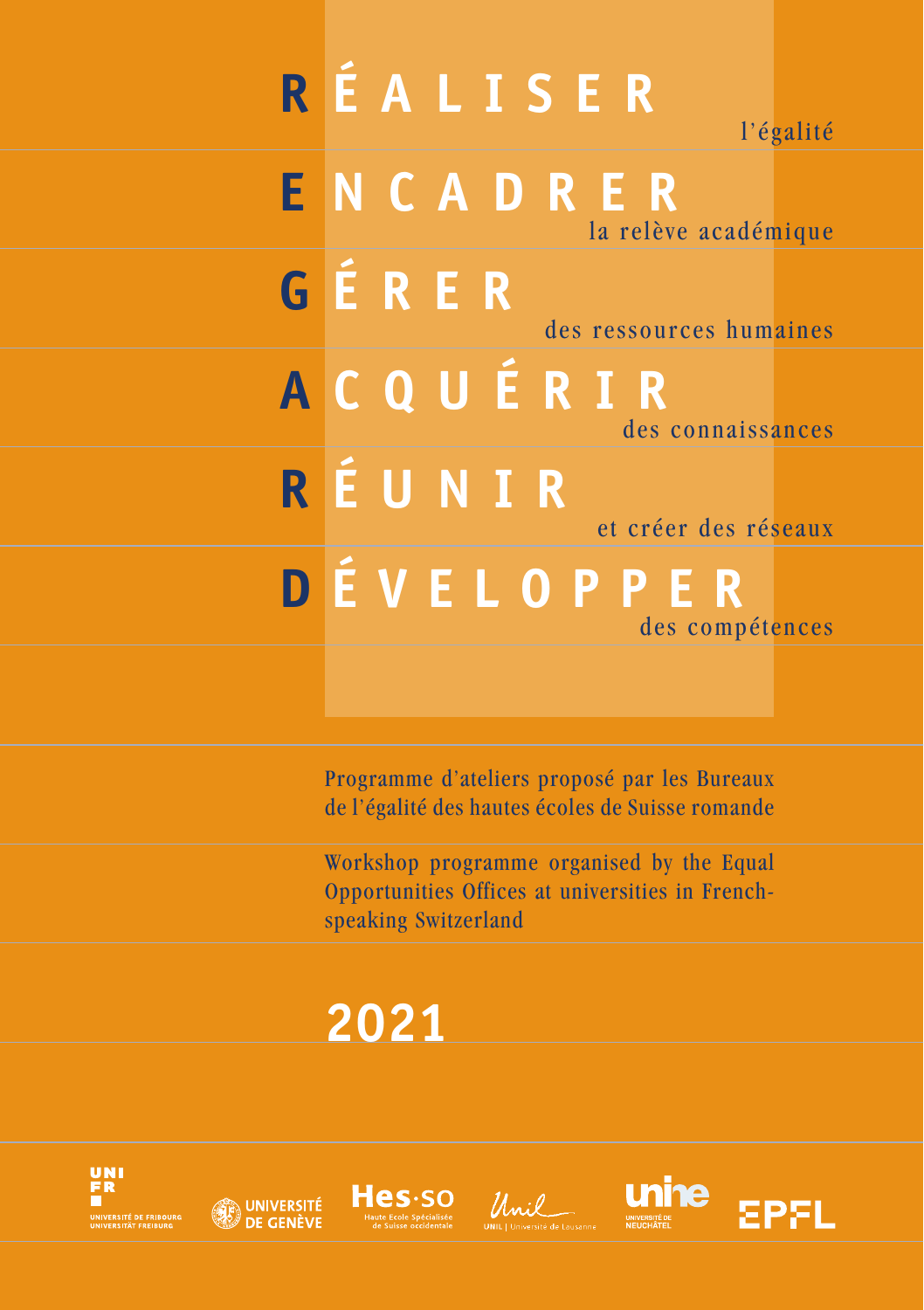# **R**ÉALISER l'égalité

# **E**NCADRER la relève académique

# **G**ÉRER des ressources humaines

# **A**CQUÉRIR des connaissances

# **R**ÉUNIR et créer des réseaux

# **D**ÉVELOPPER des compétences

Programme d'ateliers proposé par les Bureaux de l'égalité des hautes écoles de Suisse romande

Workshop programme organised by the Equal Opportunities Offices at universities in French-speaking Switzerland

## 2021

UNI FR – Université de Fribourg / Universität Freiburg

Université de Genève

Hes·so – Haute Ecole Spécialisée de Suisse occidentale

UNIL | Université de Lausanne

unine – Université de Neuchâtel

EPFL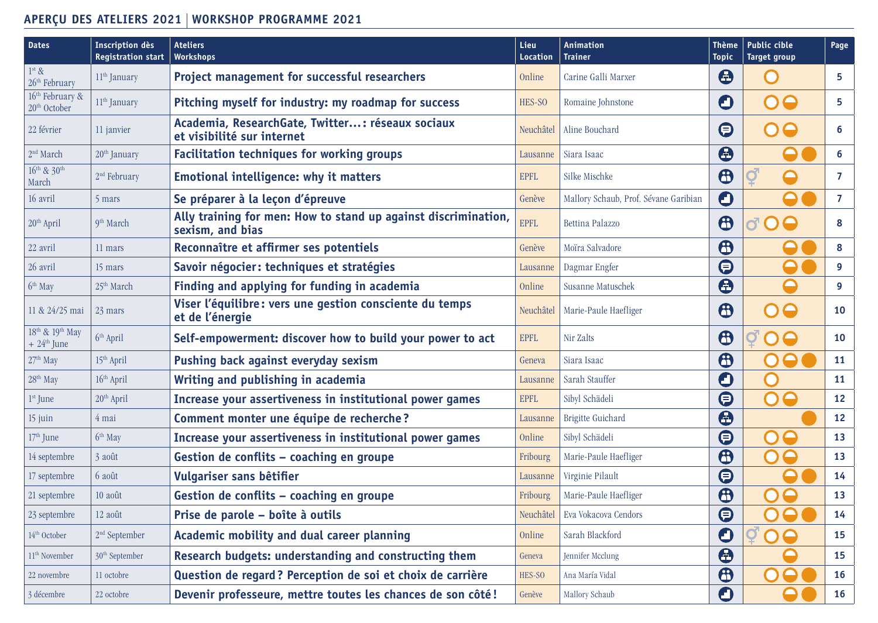## APERÇU DES ATELIERS 2021 | WORKSHOP PROGRAMME 2021

| Dates | Inscription dès Registration start | Ateliers Workshops | Lieu Location | Animation Trainer | Thème Topic | Public cible Target group | Page |
|---|---|---|---|---|---|---|---|
| 1st & 26th February | 11th January | **Project management for successful researchers** | Online | Carine Galli Marxer | | | 5 |
| 16th February & 20th October | 11th January | **Pitching myself for industry: my roadmap for success** | HES-SO | Romaine Johnstone | | | 5 |
| 22 février | 11 janvier | **Academia, ResearchGate, Twitter…: réseaux sociaux et visibilité sur internet** | Neuchâtel | Aline Bouchard | | | 6 |
| 2nd March | 20th January | **Facilitation techniques for working groups** | Lausanne | Siara Isaac | | | 6 |
| 16th & 30th March | 2nd February | **Emotional intelligence: why it matters** | EPFL | Silke Mischke | | ⚥ | 7 |
| 16 avril | 5 mars | **Se préparer à la leçon d'épreuve** | Genève | Mallory Schaub, Prof. Sévane Garibian | | | 7 |
| 20th April | 9th March | **Ally training for men: How to stand up against discrimination, sexism, and bias** | EPFL | Bettina Palazzo | | ♂ | 8 |
| 22 avril | 11 mars | **Reconnaître et affirmer ses potentiels** | Genève | Moïra Salvadore | | | 8 |
| 26 avril | 15 mars | **Savoir négocier: techniques et stratégies** | Lausanne | Dagmar Engfer | | | 9 |
| 6th May | 25th March | **Finding and applying for funding in academia** | Online | Susanne Matuschek | | | 9 |
| 11 & 24/25 mai | 23 mars | **Viser l'équilibre: vers une gestion consciente du temps et de l'énergie** | Neuchâtel | Marie-Paule Haefliger | | | 10 |
| 18th & 19th May + 24th June | 6th April | **Self-empowerment: discover how to build your power to act** | EPFL | Nir Zalts | | ⚥ | 10 |
| 27th May | 15th April | **Pushing back against everyday sexism** | Geneva | Siara Isaac | | | 11 |
| 28th May | 16th April | **Writing and publishing in academia** | Lausanne | Sarah Stauffer | | | 11 |
| 1st June | 20th April | **Increase your assertiveness in institutional power games** | EPFL | Sibyl Schädeli | | | 12 |
| 15 juin | 4 mai | **Comment monter une équipe de recherche?** | Lausanne | Brigitte Guichard | | | 12 |
| 17th June | 6th May | **Increase your assertiveness in institutional power games** | Online | Sibyl Schädeli | | | 13 |
| 14 septembre | 3 août | **Gestion de conflits – coaching en groupe** | Fribourg | Marie-Paule Haefliger | | | 13 |
| 17 septembre | 6 août | **Vulgariser sans bêtifier** | Lausanne | Virginie Pilault | | | 14 |
| 21 septembre | 10 août | **Gestion de conflits – coaching en groupe** | Fribourg | Marie-Paule Haefliger | | | 13 |
| 23 septembre | 12 août | **Prise de parole – boîte à outils** | Neuchâtel | Eva Vokacova Cendors | | | 14 |
| 14th October | 2nd September | **Academic mobility and dual career planning** | Online | Sarah Blackford | | ⚥ | 15 |
| 11th November | 30th September | **Research budgets: understanding and constructing them** | Geneva | Jennifer Mcclung | | | 15 |
| 22 novembre | 11 octobre | **Question de regard? Perception de soi et choix de carrière** | HES-SO | Ana María Vidal | | | 16 |
| 3 décembre | 22 octobre | **Devenir professeure, mettre toutes les chances de son côté!** | Genève | Mallory Schaub | | | 16 |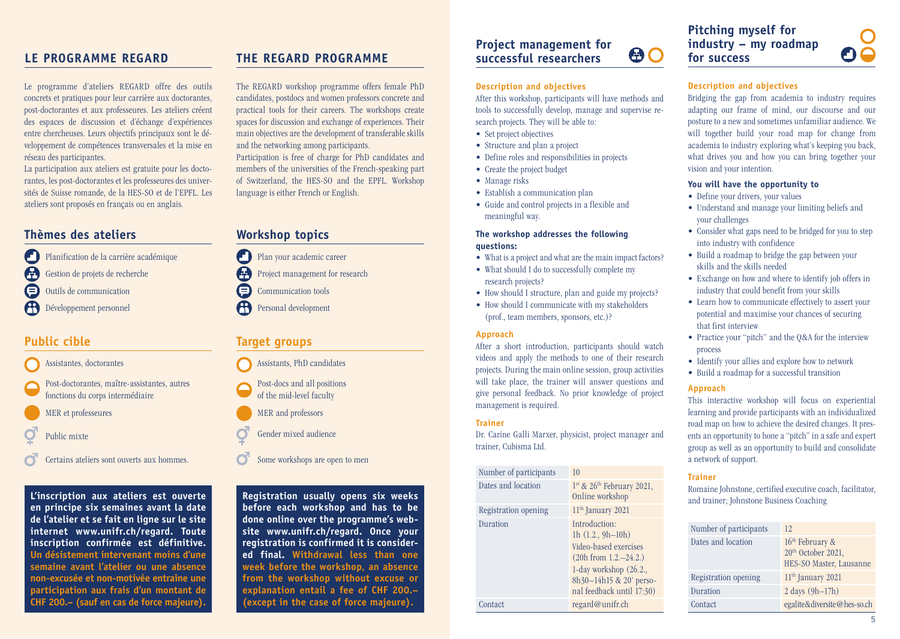## LE PROGRAMME REGARD

Le programme d'ateliers REGARD offre des outils concrets et pratiques pour leur carrière aux doctorantes, post-doctorantes et aux professeures. Les ateliers créent des espaces de discussion et d'échange d'expériences entre chercheuses. Leurs objectifs principaux sont le développement de compétences transversales et la mise en réseau des participantes.

La participation aux ateliers est gratuite pour les doctorantes, les post-doctorantes et les professeures des universités de Suisse romande, de la HES-SO et de l'EPFL. Les ateliers sont proposés en français ou en anglais.

### Thèmes des ateliers

- Planification de la carrière académique
- Gestion de projets de recherche
- Outils de communication
- Développement personnel

### Public cible

- Assistantes, doctorantes
- Post-doctorantes, maître-assistantes, autres fonctions du corps intermédiaire
- MER et professeures
- Public mixte
- Certains ateliers sont ouverts aux hommes.

**L'inscription aux ateliers est ouverte en principe six semaines avant la date de l'atelier et se fait en ligne sur le site internet www.unifr.ch/regard. Toute inscription confirmée est définitive. Un désistement intervenant moins d'une semaine avant l'atelier ou une absence non-excusée et non-motivée entraîne une participation aux frais d'un montant de CHF 200.– (sauf en cas de force majeure).**

## THE REGARD PROGRAMME

The REGARD workshop programme offers female PhD candidates, postdocs and women professors concrete and practical tools for their careers. The workshops create spaces for discussion and exchange of experiences. Their main objectives are the development of transferable skills and the networking among participants.

Participation is free of charge for PhD candidates and members of the universities of the French-speaking part of Switzerland, the HES-SO and the EPFL. Workshop language is either French or English.

### Workshop topics

- Plan your academic career
- Project management for research
- Communication tools
- Personal development

### Target groups

- Assistants, PhD candidates
- Post-docs and all positions of the mid-level faculty
- MER and professors
- Gender mixed audience
- Some workshops are open to men

**Registration usually opens six weeks before each workshop and has to be done online over the programme's website www.unifr.ch/regard. Once your registration is confirmed it is considered final. Withdrawal less than one week before the workshop, an absence from the workshop without excuse or explanation entail a fee of CHF 200.– (except in the case of force majeure).**

## Project management for successful researchers

### Description and objectives

After this workshop, participants will have methods and tools to successfully develop, manage and supervise research projects. They will be able to:

- Set project objectives
- Structure and plan a project
- Define roles and responsibilities in projects
- Create the project budget
- Manage risks
- Establish a communication plan
- Guide and control projects in a flexible and meaningful way.

### The workshop addresses the following questions:

- What is a project and what are the main impact factors?
- What should I do to successfully complete my research projects?
- How should I structure, plan and guide my projects?
- How should I communicate with my stakeholders (prof., team members, sponsors, etc.)?

### Approach

After a short introduction, participants should watch videos and apply the methods to one of their research projects. During the main online session, group activities will take place, the trainer will answer questions and give personal feedback. No prior knowledge of project management is required.

### Trainer

Dr. Carine Galli Marxer, physicist, project manager and trainer, Cubisma Ltd.

| | |
|---|---|
| Number of participants | 10 |
| Dates and location | 1st & 26th February 2021, Online workshop |
| Registration opening | 11th January 2021 |
| Duration | Introduction: 1h (1.2., 9h–10h) Video-based exercises (20h from 1.2.–24.2.) 1-day workshop (26.2., 8h30–14h15 & 20' personal feedback until 17:30) |
| Contact | regard@unifr.ch |

## Pitching myself for industry – my roadmap for success

### Description and objectives

Bridging the gap from academia to industry requires adapting our frame of mind, our discourse and our posture to a new and sometimes unfamiliar audience. We will together build your road map for change from academia to industry exploring what's keeping you back, what drives you and how you can bring together your vision and your intention.

### You will have the opportunity to

- Define your drivers, your values
- Understand and manage your limiting beliefs and your challenges
- Consider what gaps need to be bridged for you to step into industry with confidence
- Build a roadmap to bridge the gap between your skills and the skills needed
- Exchange on how and where to identify job offers in industry that could benefit from your skills
- Learn how to communicate effectively to assert your potential and maximise your chances of securing that first interview
- Practice your "pitch" and the Q&A for the interview process
- Identify your allies and explore how to network
- Build a roadmap for a successful transition

### Approach

This interactive workshop will focus on experiential learning and provide participants with an individualized road map on how to achieve the desired changes. It presents an opportunity to hone a "pitch" in a safe and expert group as well as an opportunity to build and consolidate a network of support.

### Trainer

Romaine Johnstone, certified executive coach, facilitator, and trainer; Johnstone Business Coaching

| | |
|---|---|
| Number of participants | 12 |
| Dates and location | 16th February & 20th October 2021, HES-SO Master, Lausanne |
| Registration opening | 11th January 2021 |
| Duration | 2 days (9h–17h) |
| Contact | egalite&diversite@hes-so.ch |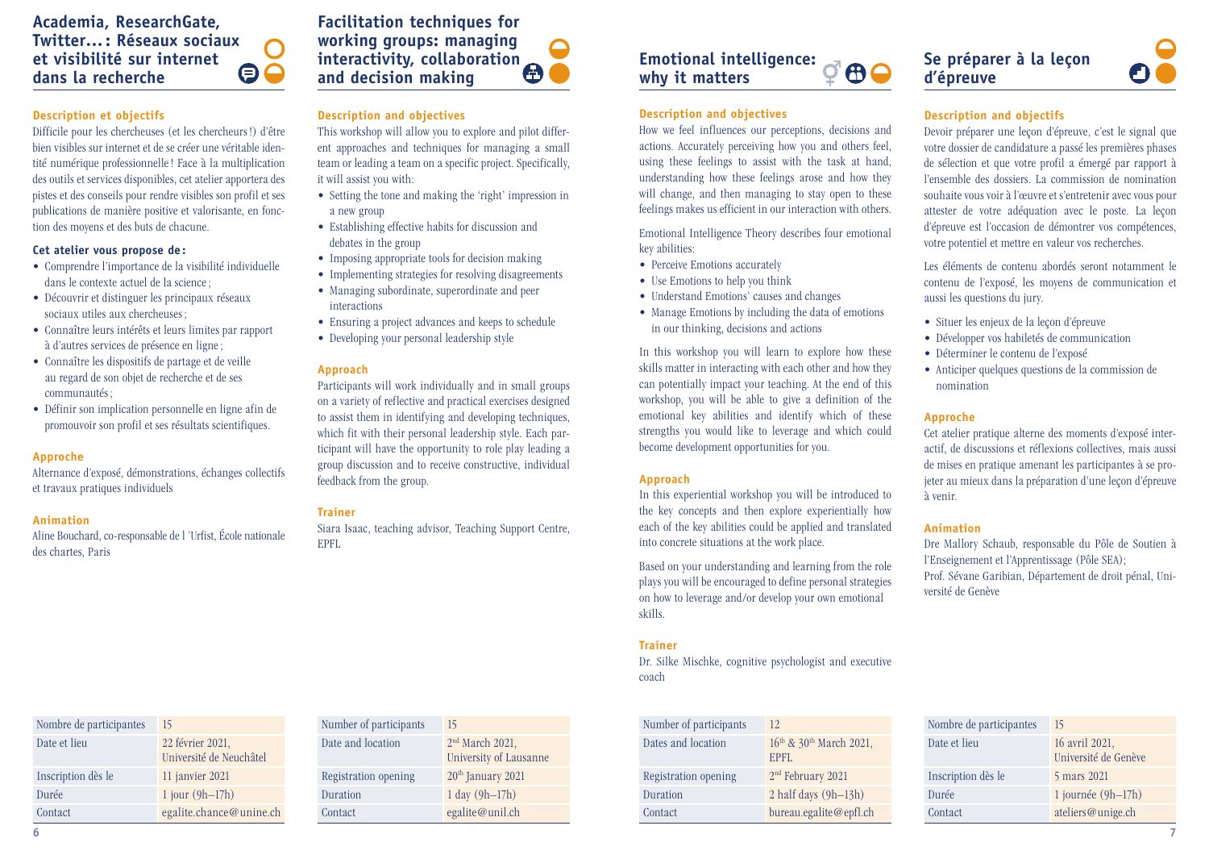## Academia, ResearchGate, Twitter… : Réseaux sociaux et visibilité sur internet dans la recherche

### Description et objectifs

Difficile pour les chercheuses (et les chercheurs !) d'être bien visibles sur internet et de se créer une véritable identité numérique professionnelle ! Face à la multiplication des outils et services disponibles, cet atelier apportera des pistes et des conseils pour rendre visibles son profil et ses publications de manière positive et valorisante, en fonction des moyens et des buts de chacune.

**Cet atelier vous propose de :**

- Comprendre l'importance de la visibilité individuelle dans le contexte actuel de la science ;
- Découvrir et distinguer les principaux réseaux sociaux utiles aux chercheuses ;
- Connaître leurs intérêts et leurs limites par rapport à d'autres services de présence en ligne ;
- Connaître les dispositifs de partage et de veille au regard de son objet de recherche et de ses communautés ;
- Définir son implication personnelle en ligne afin de promouvoir son profil et ses résultats scientifiques.

### Approche

Alternance d'exposé, démonstrations, échanges collectifs et travaux pratiques individuels

### Animation

Aline Bouchard, co-responsable de l 'Urfist, École nationale des chartes, Paris

| Nombre de participantes | 15 |
|---|---|
| Date et lieu | 22 février 2021, Université de Neuchâtel |
| Inscription dès le | 11 janvier 2021 |
| Durée | 1 jour (9h–17h) |
| Contact | egalite.chance@unine.ch |

## Facilitation techniques for working groups: managing interactivity, collaboration and decision making

### Description and objectives

This workshop will allow you to explore and pilot different approaches and techniques for managing a small team or leading a team on a specific project. Specifically, it will assist you with:

- Setting the tone and making the 'right' impression in a new group
- Establishing effective habits for discussion and debates in the group
- Imposing appropriate tools for decision making
- Implementing strategies for resolving disagreements
- Managing subordinate, superordinate and peer interactions
- Ensuring a project advances and keeps to schedule
- Developing your personal leadership style

### Approach

Participants will work individually and in small groups on a variety of reflective and practical exercises designed to assist them in identifying and developing techniques, which fit with their personal leadership style. Each participant will have the opportunity to role play leading a group discussion and to receive constructive, individual feedback from the group.

### Trainer

Siara Isaac, teaching advisor, Teaching Support Centre, EPFL

| Number of participants | 15 |
|---|---|
| Date and location | 2nd March 2021, University of Lausanne |
| Registration opening | 20th January 2021 |
| Duration | 1 day (9h–17h) |
| Contact | egalite@unil.ch |

## Emotional intelligence: why it matters

### Description and objectives

How we feel influences our perceptions, decisions and actions. Accurately perceiving how you and others feel, using these feelings to assist with the task at hand, understanding how these feelings arose and how they will change, and then managing to stay open to these feelings makes us efficient in our interaction with others.

Emotional Intelligence Theory describes four emotional key abilities:

- Perceive Emotions accurately
- Use Emotions to help you think
- Understand Emotions' causes and changes
- Manage Emotions by including the data of emotions in our thinking, decisions and actions

In this workshop you will learn to explore how these skills matter in interacting with each other and how they can potentially impact your teaching. At the end of this workshop, you will be able to give a definition of the emotional key abilities and identify which of these strengths you would like to leverage and which could become development opportunities for you.

### Approach

In this experiential workshop you will be introduced to the key concepts and then explore experientially how each of the key abilities could be applied and translated into concrete situations at the work place.

Based on your understanding and learning from the role plays you will be encouraged to define personal strategies on how to leverage and/or develop your own emotional skills.

### Trainer

Dr. Silke Mischke, cognitive psychologist and executive coach

| Number of participants | 12 |
|---|---|
| Dates and location | 16th & 30th March 2021, EPFL |
| Registration opening | 2nd February 2021 |
| Duration | 2 half days (9h–13h) |
| Contact | bureau.egalite@epfl.ch |

## Se préparer à la leçon d'épreuve

### Description and objectifs

Devoir préparer une leçon d'épreuve, c'est le signal que votre dossier de candidature a passé les premières phases de sélection et que votre profil a émergé par rapport à l'ensemble des dossiers. La commission de nomination souhaite vous voir à l'œuvre et s'entretenir avec vous pour attester de votre adéquation avec le poste. La leçon d'épreuve est l'occasion de démontrer vos compétences, votre potentiel et mettre en valeur vos recherches.

Les éléments de contenu abordés seront notamment le contenu de l'exposé, les moyens de communication et aussi les questions du jury.

- Situer les enjeux de la leçon d'épreuve
- Développer vos habiletés de communication
- Déterminer le contenu de l'exposé
- Anticiper quelques questions de la commission de nomination

### Approche

Cet atelier pratique alterne des moments d'exposé interactif, des discussions et réflexions collectives, mais aussi de mises en pratique amenant les participantes à se projeter au mieux dans la préparation d'une leçon d'épreuve à venir.

### Animation

Dre Mallory Schaub, responsable du Pôle de Soutien à l'Enseignement et l'Apprentissage (Pôle SEA);
Prof. Sévane Garibian, Département de droit pénal, Université de Genève

| Nombre de participantes | 15 |
|---|---|
| Date et lieu | 16 avril 2021, Université de Genève |
| Inscription dès le | 5 mars 2021 |
| Durée | 1 journée (9h–17h) |
| Contact | ateliers@unige.ch |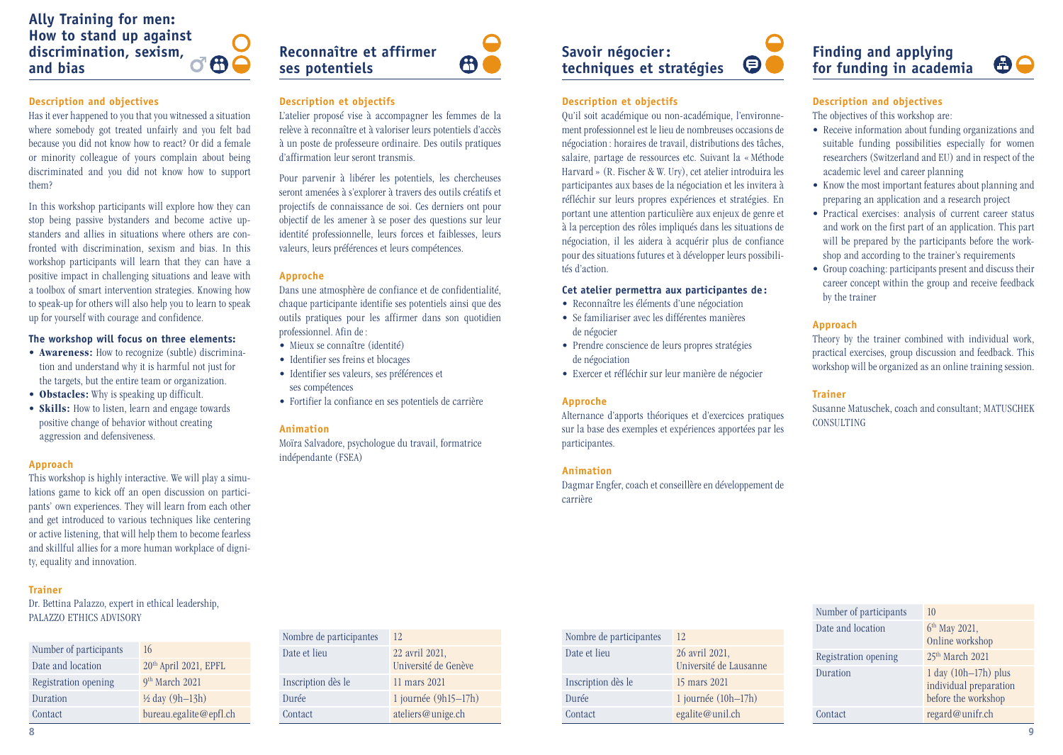## Ally Training for men: How to stand up against discrimination, sexism, and bias

### Description and objectives

Has it ever happened to you that you witnessed a situation where somebody got treated unfairly and you felt bad because you did not know how to react? Or did a female or minority colleague of yours complain about being discriminated and you did not know how to support them?

In this workshop participants will explore how they can stop being passive bystanders and become active upstanders and allies in situations where others are confronted with discrimination, sexism and bias. In this workshop participants will learn that they can have a positive impact in challenging situations and leave with a toolbox of smart intervention strategies. Knowing how to speak-up for others will also help you to learn to speak up for yourself with courage and confidence.

**The workshop will focus on three elements:**

- **Awareness:** How to recognize (subtle) discrimination and understand why it is harmful not just for the targets, but the entire team or organization.
- **Obstacles:** Why is speaking up difficult.
- **Skills:** How to listen, learn and engage towards positive change of behavior without creating aggression and defensiveness.

### Approach

This workshop is highly interactive. We will play a simulations game to kick off an open discussion on participants' own experiences. They will learn from each other and get introduced to various techniques like centering or active listening, that will help them to become fearless and skillful allies for a more human workplace of dignity, equality and innovation.

### Trainer

Dr. Bettina Palazzo, expert in ethical leadership, PALAZZO ETHICS ADVISORY

| Number of participants | 16 |
|---|---|
| Date and location | 20th April 2021, EPFL |
| Registration opening | 9th March 2021 |
| Duration | ½ day (9h–13h) |
| Contact | bureau.egalite@epfl.ch |

## Reconnaître et affirmer ses potentiels

### Description et objectifs

L'atelier proposé vise à accompagner les femmes de la relève à reconnaître et à valoriser leurs potentiels d'accès à un poste de professeure ordinaire. Des outils pratiques d'affirmation leur seront transmis.

Pour parvenir à libérer les potentiels, les chercheuses seront amenées à s'explorer à travers des outils créatifs et projectifs de connaissance de soi. Ces derniers ont pour objectif de les amener à se poser des questions sur leur identité professionnelle, leurs forces et faiblesses, leurs valeurs, leurs préférences et leurs compétences.

### Approche

Dans une atmosphère de confiance et de confidentialité, chaque participante identifie ses potentiels ainsi que des outils pratiques pour les affirmer dans son quotidien professionnel. Afin de :

- Mieux se connaître (identité)
- Identifier ses freins et blocages
- Identifier ses valeurs, ses préférences et ses compétences
- Fortifier la confiance en ses potentiels de carrière

### Animation

Moïra Salvadore, psychologue du travail, formatrice indépendante (FSEA)

| Nombre de participantes | 12 |
|---|---|
| Date et lieu | 22 avril 2021, Université de Genève |
| Inscription dès le | 11 mars 2021 |
| Durée | 1 journée (9h15–17h) |
| Contact | ateliers@unige.ch |

## Savoir négocier : techniques et stratégies

### Description et objectifs

Qu'il soit académique ou non-académique, l'environnement professionnel est le lieu de nombreuses occasions de négociation : horaires de travail, distributions des tâches, salaire, partage de ressources etc. Suivant la « Méthode Harvard » (R. Fischer & W. Ury), cet atelier introduira les participantes aux bases de la négociation et les invitera à réfléchir sur leurs propres expériences et stratégies. En portant une attention particulière aux enjeux de genre et à la perception des rôles impliqués dans les situations de négociation, il les aidera à acquérir plus de confiance pour des situations futures et à développer leurs possibilités d'action.

**Cet atelier permettra aux participantes de :**

- Reconnaître les éléments d'une négociation
- Se familiariser avec les différentes manières de négocier
- Prendre conscience de leurs propres stratégies de négociation
- Exercer et réfléchir sur leur manière de négocier

### Approche

Alternance d'apports théoriques et d'exercices pratiques sur la base des exemples et expériences apportées par les participantes.

### Animation

Dagmar Engfer, coach et conseillère en développement de carrière

| Nombre de participantes | 12 |
|---|---|
| Date et lieu | 26 avril 2021, Université de Lausanne |
| Inscription dès le | 15 mars 2021 |
| Durée | 1 journée (10h–17h) |
| Contact | egalite@unil.ch |

## Finding and applying for funding in academia

### Description and objectives

The objectives of this workshop are:

- Receive information about funding organizations and suitable funding possibilities especially for women researchers (Switzerland and EU) and in respect of the academic level and career planning
- Know the most important features about planning and preparing an application and a research project
- Practical exercises: analysis of current career status and work on the first part of an application. This part will be prepared by the participants before the workshop and according to the trainer's requirements
- Group coaching: participants present and discuss their career concept within the group and receive feedback by the trainer

### Approach

Theory by the trainer combined with individual work, practical exercises, group discussion and feedback. This workshop will be organized as an online training session.

### Trainer

Susanne Matuschek, coach and consultant; MATUSCHEK CONSULTING

| Number of participants | 10 |
|---|---|
| Date and location | 6th May 2021, Online workshop |
| Registration opening | 25th March 2021 |
| Duration | 1 day (10h–17h) plus individual preparation before the workshop |
| Contact | regard@unifr.ch |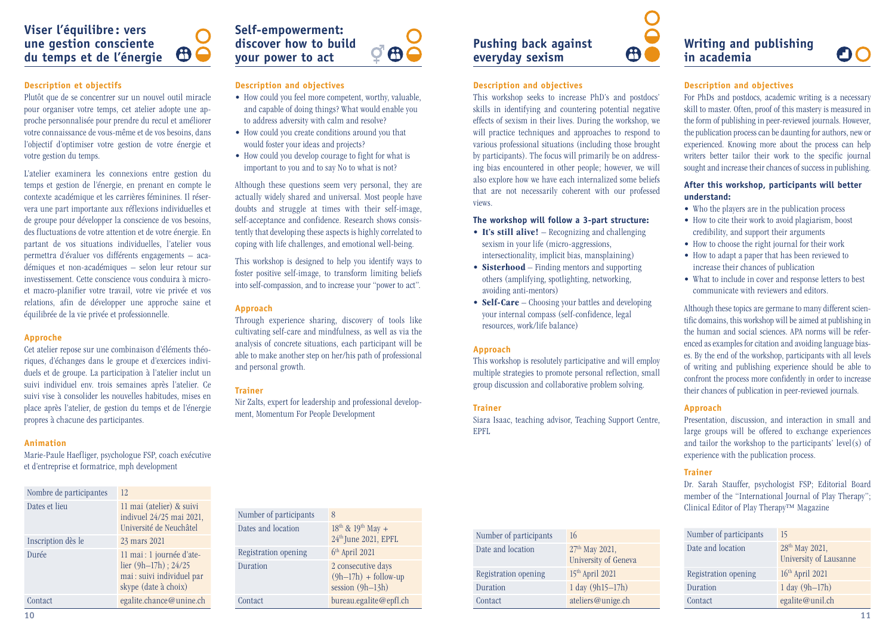## Viser l'équilibre : vers une gestion consciente du temps et de l'énergie

### Description et objectifs

Plutôt que de se concentrer sur un nouvel outil miracle pour organiser votre temps, cet atelier adopte une approche personnalisée pour prendre du recul et améliorer votre connaissance de vous-même et de vos besoins, dans l'objectif d'optimiser votre gestion de votre énergie et votre gestion du temps.

L'atelier examinera les connexions entre gestion du temps et gestion de l'énergie, en prenant en compte le contexte académique et les carrières féminines. Il réservera une part importante aux réflexions individuelles et de groupe pour développer la conscience de vos besoins, des fluctuations de votre attention et de votre énergie. En partant de vos situations individuelles, l'atelier vous permettra d'évaluer vos différents engagements – académiques et non-académiques – selon leur retour sur investissement. Cette conscience vous conduira à micro- et macro-planifier votre travail, votre vie privée et vos relations, afin de développer une approche saine et équilibrée de la vie privée et professionnelle.

### Approche

Cet atelier repose sur une combinaison d'éléments théoriques, d'échanges dans le groupe et d'exercices individuels et de groupe. La participation à l'atelier inclut un suivi individuel env. trois semaines après l'atelier. Ce suivi vise à consolider les nouvelles habitudes, mises en place après l'atelier, de gestion du temps et de l'énergie propres à chacune des participantes.

### Animation

Marie-Paule Haefliger, psychologue FSP, coach exécutive et d'entreprise et formatrice, mph development

| Nombre de participantes | 12 |
|---|---|
| Dates et lieu | 11 mai (atelier) & suivi indivuel 24/25 mai 2021, Université de Neuchâtel |
| Inscription dès le | 23 mars 2021 |
| Durée | 11 mai : 1 journée d'atelier (9h–17h) ; 24/25 mai : suivi individuel par skype (date à choix) |
| Contact | egalite.chance@unine.ch |

## Self-empowerment: discover how to build your power to act

### Description and objectives

- How could you feel more competent, worthy, valuable, and capable of doing things? What would enable you to address adversity with calm and resolve?
- How could you create conditions around you that would foster your ideas and projects?
- How could you develop courage to fight for what is important to you and to say No to what is not?

Although these questions seem very personal, they are actually widely shared and universal. Most people have doubts and struggle at times with their self-image, self-acceptance and confidence. Research shows consistently that developing these aspects is highly correlated to coping with life challenges, and emotional well-being.

This workshop is designed to help you identify ways to foster positive self-image, to transform limiting beliefs into self-compassion, and to increase your "power to act".

### Approach

Through experience sharing, discovery of tools like cultivating self-care and mindfulness, as well as via the analysis of concrete situations, each participant will be able to make another step on her/his path of professional and personal growth.

### Trainer

Nir Zalts, expert for leadership and professional development, Momentum For People Development

| Number of participants | 8 |
|---|---|
| Dates and location | 18th & 19th May + 24th June 2021, EPFL |
| Registration opening | 6th April 2021 |
| Duration | 2 consecutive days (9h–17h) + follow-up session (9h–13h) |
| Contact | bureau.egalite@epfl.ch |

## Pushing back against everyday sexism

### Description and objectives

This workshop seeks to increase PhD's and postdocs' skills in identifying and countering potential negative effects of sexism in their lives. During the workshop, we will practice techniques and approaches to respond to various professional situations (including those brought by participants). The focus will primarily be on addressing bias encountered in other people; however, we will also explore how we have each internalized some beliefs that are not necessarily coherent with our professed views.

**The workshop will follow a 3-part structure:**

- **It's still alive!** – Recognizing and challenging sexism in your life (micro-aggressions, intersectionality, implicit bias, mansplaining)
- **Sisterhood** – Finding mentors and supporting others (amplifying, spotlighting, networking, avoiding anti-mentors)
- **Self-Care** – Choosing your battles and developing your internal compass (self-confidence, legal resources, work/life balance)

### Approach

This workshop is resolutely participative and will employ multiple strategies to promote personal reflection, small group discussion and collaborative problem solving.

### Trainer

Siara Isaac, teaching advisor, Teaching Support Centre, EPFL

| Number of participants | 16 |
|---|---|
| Date and location | 27th May 2021, University of Geneva |
| Registration opening | 15th April 2021 |
| Duration | 1 day (9h15–17h) |
| Contact | ateliers@unige.ch |

## Writing and publishing in academia

### Description and objectives

For PhDs and postdocs, academic writing is a necessary skill to master. Often, proof of this mastery is measured in the form of publishing in peer-reviewed journals. However, the publication process can be daunting for authors, new or experienced. Knowing more about the process can help writers better tailor their work to the specific journal sought and increase their chances of success in publishing.

**After this workshop, participants will better understand:**

- Who the players are in the publication process
- How to cite their work to avoid plagiarism, boost credibility, and support their arguments
- How to choose the right journal for their work
- How to adapt a paper that has been reviewed to increase their chances of publication
- What to include in cover and response letters to best communicate with reviewers and editors.

Although these topics are germane to many different scientific domains, this workshop will be aimed at publishing in the human and social sciences. APA norms will be referenced as examples for citation and avoiding language biases. By the end of the workshop, participants with all levels of writing and publishing experience should be able to confront the process more confidently in order to increase their chances of publication in peer-reviewed journals.

### Approach

Presentation, discussion, and interaction in small and large groups will be offered to exchange experiences and tailor the workshop to the participants' level(s) of experience with the publication process.

### Trainer

Dr. Sarah Stauffer, psychologist FSP; Editorial Board member of the "International Journal of Play Therapy"; Clinical Editor of Play Therapy™ Magazine

| Number of participants | 15 |
|---|---|
| Date and location | 28th May 2021, University of Lausanne |
| Registration opening | 16th April 2021 |
| Duration | 1 day (9h–17h) |
| Contact | egalite@unil.ch |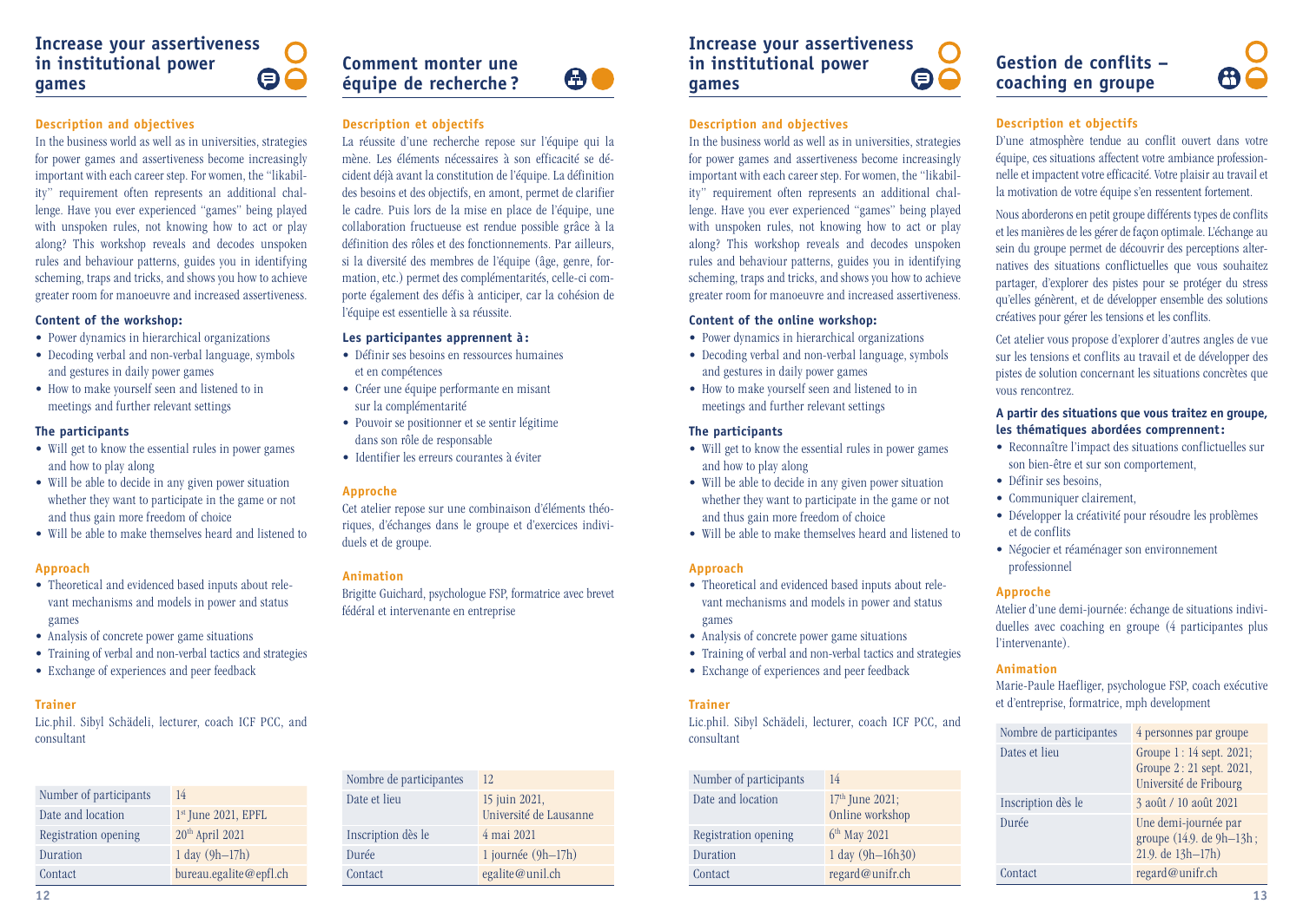## Increase your assertiveness in institutional power games

### Description and objectives

In the business world as well as in universities, strategies for power games and assertiveness become increasingly important with each career step. For women, the "likability" requirement often represents an additional challenge. Have you ever experienced "games" being played with unspoken rules, not knowing how to act or play along? This workshop reveals and decodes unspoken rules and behaviour patterns, guides you in identifying scheming, traps and tricks, and shows you how to achieve greater room for manoeuvre and increased assertiveness.

### Content of the workshop:

- Power dynamics in hierarchical organizations
- Decoding verbal and non-verbal language, symbols and gestures in daily power games
- How to make yourself seen and listened to in meetings and further relevant settings

### The participants

- Will get to know the essential rules in power games and how to play along
- Will be able to decide in any given power situation whether they want to participate in the game or not and thus gain more freedom of choice
- Will be able to make themselves heard and listened to

### Approach

- Theoretical and evidenced based inputs about relevant mechanisms and models in power and status games
- Analysis of concrete power game situations
- Training of verbal and non-verbal tactics and strategies
- Exchange of experiences and peer feedback

### Trainer

Lic.phil. Sibyl Schädeli, lecturer, coach ICF PCC, and consultant

| Number of participants | 14 |
|---|---|
| Date and location | 1st June 2021, EPFL |
| Registration opening | 20th April 2021 |
| Duration | 1 day (9h–17h) |
| Contact | bureau.egalite@epfl.ch |

## Comment monter une équipe de recherche ?

### Description et objectifs

La réussite d'une recherche repose sur l'équipe qui la mène. Les éléments nécessaires à son efficacité se décident déjà avant la constitution de l'équipe. La définition des besoins et des objectifs, en amont, permet de clarifier le cadre. Puis lors de la mise en place de l'équipe, une collaboration fructueuse est rendue possible grâce à la définition des rôles et des fonctionnements. Par ailleurs, si la diversité des membres de l'équipe (âge, genre, formation, etc.) permet des complémentarités, celle-ci comporte également des défis à anticiper, car la cohésion de l'équipe est essentielle à sa réussite.

### Les participantes apprennent à :

- Définir ses besoins en ressources humaines et en compétences
- Créer une équipe performante en misant sur la complémentarité
- Pouvoir se positionner et se sentir légitime dans son rôle de responsable
- Identifier les erreurs courantes à éviter

### Approche

Cet atelier repose sur une combinaison d'éléments théoriques, d'échanges dans le groupe et d'exercices individuels et de groupe.

### Animation

Brigitte Guichard, psychologue FSP, formatrice avec brevet fédéral et intervenante en entreprise

| Nombre de participantes | 12 |
|---|---|
| Date et lieu | 15 juin 2021, Université de Lausanne |
| Inscription dès le | 4 mai 2021 |
| Durée | 1 journée (9h–17h) |
| Contact | egalite@unil.ch |

## Increase your assertiveness in institutional power games

### Description and objectives

In the business world as well as in universities, strategies for power games and assertiveness become increasingly important with each career step. For women, the "likability" requirement often represents an additional challenge. Have you ever experienced "games" being played with unspoken rules, not knowing how to act or play along? This workshop reveals and decodes unspoken rules and behaviour patterns, guides you in identifying scheming, traps and tricks, and shows you how to achieve greater room for manoeuvre and increased assertiveness.

### Content of the online workshop:

- Power dynamics in hierarchical organizations
- Decoding verbal and non-verbal language, symbols and gestures in daily power games
- How to make yourself seen and listened to in meetings and further relevant settings

### The participants

- Will get to know the essential rules in power games and how to play along
- Will be able to decide in any given power situation whether they want to participate in the game or not and thus gain more freedom of choice
- Will be able to make themselves heard and listened to

### Approach

- Theoretical and evidenced based inputs about relevant mechanisms and models in power and status games
- Analysis of concrete power game situations
- Training of verbal and non-verbal tactics and strategies
- Exchange of experiences and peer feedback

### Trainer

Lic.phil. Sibyl Schädeli, lecturer, coach ICF PCC, and consultant

| Number of participants | 14 |
|---|---|
| Date and location | 17th June 2021; Online workshop |
| Registration opening | 6th May 2021 |
| Duration | 1 day (9h–16h30) |
| Contact | regard@unifr.ch |

## Gestion de conflits – coaching en groupe

### Description et objectifs

D'une atmosphère tendue au conflit ouvert dans votre équipe, ces situations affectent votre ambiance professionnelle et impactent votre efficacité. Votre plaisir au travail et la motivation de votre équipe s'en ressentent fortement.

Nous aborderons en petit groupe différents types de conflits et les manières de les gérer de façon optimale. L'échange au sein du groupe permet de découvrir des perceptions alternatives des situations conflictuelles que vous souhaitez partager, d'explorer des pistes pour se protéger du stress qu'elles génèrent, et de développer ensemble des solutions créatives pour gérer les tensions et les conflits.

Cet atelier vous propose d'explorer d'autres angles de vue sur les tensions et conflits au travail et de développer des pistes de solution concernant les situations concrètes que vous rencontrez.

### A partir des situations que vous traitez en groupe, les thématiques abordées comprennent :

- Reconnaître l'impact des situations conflictuelles sur son bien-être et sur son comportement,
- Définir ses besoins,
- Communiquer clairement,
- Développer la créativité pour résoudre les problèmes et de conflits
- Négocier et réaménager son environnement professionnel

### Approche

Atelier d'une demi-journée: échange de situations individuelles avec coaching en groupe (4 participantes plus l'intervenante).

### Animation

Marie-Paule Haefliger, psychologue FSP, coach exécutive et d'entreprise, formatrice, mph development

| Nombre de participantes | 4 personnes par groupe |
|---|---|
| Dates et lieu | Groupe 1 : 14 sept. 2021; Groupe 2 : 21 sept. 2021, Université de Fribourg |
| Inscription dès le | 3 août / 10 août 2021 |
| Durée | Une demi-journée par groupe (14.9. de 9h–13h ; 21.9. de 13h–17h) |
| Contact | regard@unifr.ch |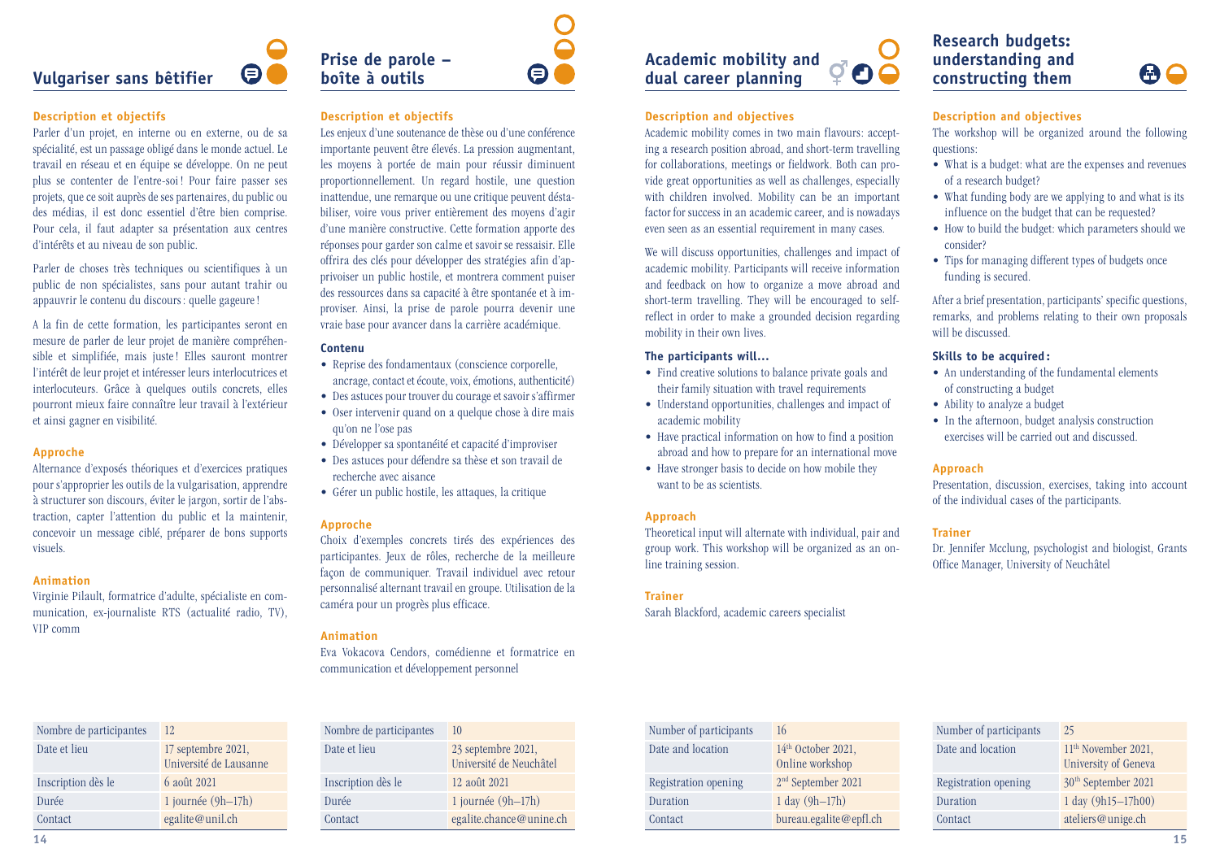## Vulgariser sans bêtifier

### Description et objectifs

Parler d'un projet, en interne ou en externe, ou de sa spécialité, est un passage obligé dans le monde actuel. Le travail en réseau et en équipe se développe. On ne peut plus se contenter de l'entre-soi ! Pour faire passer ses projets, que ce soit auprès de ses partenaires, du public ou des médias, il est donc essentiel d'être bien comprise. Pour cela, il faut adapter sa présentation aux centres d'intérêts et au niveau de son public.

Parler de choses très techniques ou scientifiques à un public de non spécialistes, sans pour autant trahir ou appauvrir le contenu du discours : quelle gageure !

A la fin de cette formation, les participantes seront en mesure de parler de leur projet de manière compréhensible et simplifiée, mais juste ! Elles sauront montrer l'intérêt de leur projet et intéresser leurs interlocutrices et interlocuteurs. Grâce à quelques outils concrets, elles pourront mieux faire connaître leur travail à l'extérieur et ainsi gagner en visibilité.

### Approche

Alternance d'exposés théoriques et d'exercices pratiques pour s'approprier les outils de la vulgarisation, apprendre à structurer son discours, éviter le jargon, sortir de l'abstraction, capter l'attention du public et la maintenir, concevoir un message ciblé, préparer de bons supports visuels.

### Animation

Virginie Pilault, formatrice d'adulte, spécialiste en communication, ex-journaliste RTS (actualité radio, TV), VIP comm

| Nombre de participantes | 12 |
|---|---|
| Date et lieu | 17 septembre 2021, Université de Lausanne |
| Inscription dès le | 6 août 2021 |
| Durée | 1 journée (9h–17h) |
| Contact | egalite@unil.ch |

## Prise de parole – boîte à outils

### Description et objectifs

Les enjeux d'une soutenance de thèse ou d'une conférence importante peuvent être élevés. La pression augmentant, les moyens à portée de main pour réussir diminuent proportionnellement. Un regard hostile, une question inattendue, une remarque ou une critique peuvent déstabiliser, voire vous priver entièrement des moyens d'agir d'une manière constructive. Cette formation apporte des réponses pour garder son calme et savoir se ressaisir. Elle offrira des clés pour développer des stratégies afin d'apprivoiser un public hostile, et montrera comment puiser des ressources dans sa capacité à être spontanée et à improviser. Ainsi, la prise de parole pourra devenir une vraie base pour avancer dans la carrière académique.

### Contenu

- Reprise des fondamentaux (conscience corporelle, ancrage, contact et écoute, voix, émotions, authenticité)
- Des astuces pour trouver du courage et savoir s'affirmer
- Oser intervenir quand on a quelque chose à dire mais qu'on ne l'ose pas
- Développer sa spontanéité et capacité d'improviser
- Des astuces pour défendre sa thèse et son travail de recherche avec aisance
- Gérer un public hostile, les attaques, la critique

### Approche

Choix d'exemples concrets tirés des expériences des participantes. Jeux de rôles, recherche de la meilleure façon de communiquer. Travail individuel avec retour personnalisé alternant travail en groupe. Utilisation de la caméra pour un progrès plus efficace.

### Animation

Eva Vokacova Cendors, comédienne et formatrice en communication et développement personnel

| Nombre de participantes | 10 |
|---|---|
| Date et lieu | 23 septembre 2021, Université de Neuchâtel |
| Inscription dès le | 12 août 2021 |
| Durée | 1 journée (9h–17h) |
| Contact | egalite.chance@unine.ch |

## Academic mobility and dual career planning

### Description and objectives

Academic mobility comes in two main flavours: accepting a research position abroad, and short-term travelling for collaborations, meetings or fieldwork. Both can provide great opportunities as well as challenges, especially with children involved. Mobility can be an important factor for success in an academic career, and is nowadays even seen as an essential requirement in many cases.

We will discuss opportunities, challenges and impact of academic mobility. Participants will receive information and feedback on how to organize a move abroad and short-term travelling. They will be encouraged to self-reflect in order to make a grounded decision regarding mobility in their own lives.

### The participants will…

- Find creative solutions to balance private goals and their family situation with travel requirements
- Understand opportunities, challenges and impact of academic mobility
- Have practical information on how to find a position abroad and how to prepare for an international move
- Have stronger basis to decide on how mobile they want to be as scientists.

### Approach

Theoretical input will alternate with individual, pair and group work. This workshop will be organized as an online training session.

### Trainer

Sarah Blackford, academic careers specialist

| Number of participants | 16 |
|---|---|
| Date and location | 14th October 2021, Online workshop |
| Registration opening | 2nd September 2021 |
| Duration | 1 day (9h–17h) |
| Contact | bureau.egalite@epfl.ch |

## Research budgets: understanding and constructing them

### Description and objectives

The workshop will be organized around the following questions:

- What is a budget: what are the expenses and revenues of a research budget?
- What funding body are we applying to and what is its influence on the budget that can be requested?
- How to build the budget: which parameters should we consider?
- Tips for managing different types of budgets once funding is secured.

After a brief presentation, participants' specific questions, remarks, and problems relating to their own proposals will be discussed.

### Skills to be acquired:

- An understanding of the fundamental elements of constructing a budget
- Ability to analyze a budget
- In the afternoon, budget analysis construction exercises will be carried out and discussed.

### Approach

Presentation, discussion, exercises, taking into account of the individual cases of the participants.

### Trainer

Dr. Jennifer Mcclung, psychologist and biologist, Grants Office Manager, University of Neuchâtel

| Number of participants | 25 |
|---|---|
| Date and location | 11th November 2021, University of Geneva |
| Registration opening | 30th September 2021 |
| Duration | 1 day (9h15–17h00) |
| Contact | ateliers@unige.ch |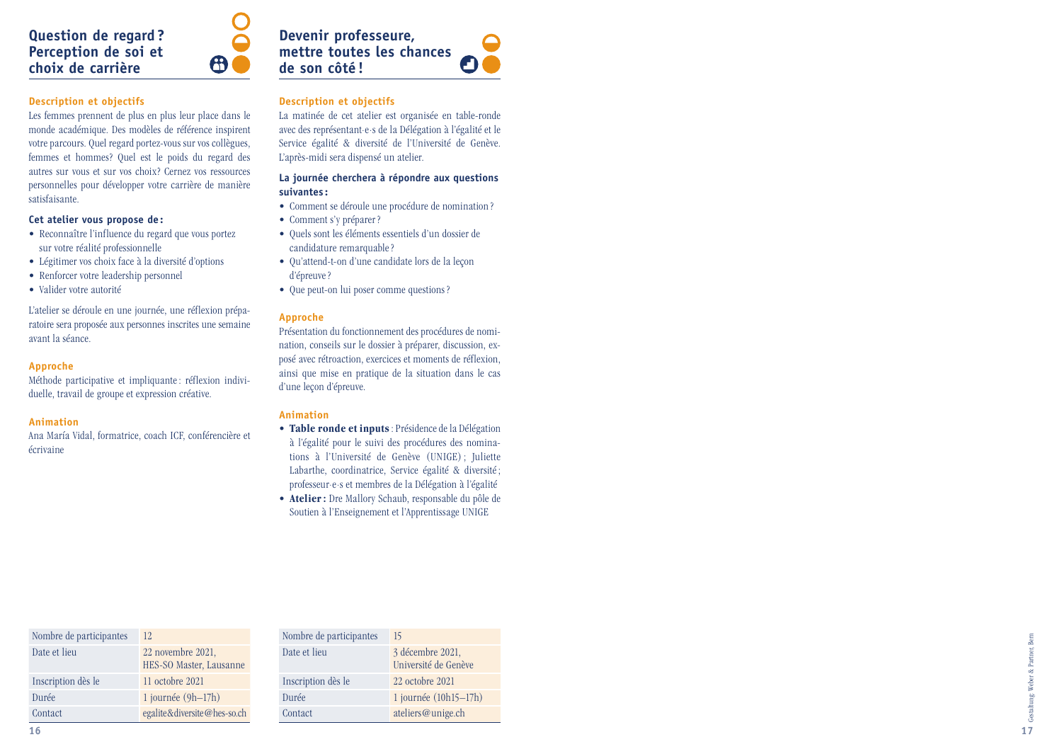## Question de regard ? Perception de soi et choix de carrière

### Description et objectifs

Les femmes prennent de plus en plus leur place dans le monde académique. Des modèles de référence inspirent votre parcours. Quel regard portez-vous sur vos collègues, femmes et hommes? Quel est le poids du regard des autres sur vous et sur vos choix? Cernez vos ressources personnelles pour développer votre carrière de manière satisfaisante.

**Cet atelier vous propose de :**

- Reconnaître l'influence du regard que vous portez sur votre réalité professionnelle
- Légitimer vos choix face à la diversité d'options
- Renforcer votre leadership personnel
- Valider votre autorité

L'atelier se déroule en une journée, une réflexion préparatoire sera proposée aux personnes inscrites une semaine avant la séance.

### Approche

Méthode participative et impliquante : réflexion individuelle, travail de groupe et expression créative.

### Animation

Ana María Vidal, formatrice, coach ICF, conférencière et écrivaine

| Nombre de participantes | 12 |
|---|---|
| Date et lieu | 22 novembre 2021, HES-SO Master, Lausanne |
| Inscription dès le | 11 octobre 2021 |
| Durée | 1 journée (9h–17h) |
| Contact | egalite&diversite@hes-so.ch |

## Devenir professeure, mettre toutes les chances de son côté !

### Description et objectifs

La matinée de cet atelier est organisée en table-ronde avec des représentant·e·s de la Délégation à l'égalité et le Service égalité & diversité de l'Université de Genève. L'après-midi sera dispensé un atelier.

**La journée cherchera à répondre aux questions suivantes :**

- Comment se déroule une procédure de nomination ?
- Comment s'y préparer ?
- Quels sont les éléments essentiels d'un dossier de candidature remarquable ?
- Qu'attend-t-on d'une candidate lors de la leçon d'épreuve ?
- Que peut-on lui poser comme questions ?

### Approche

Présentation du fonctionnement des procédures de nomination, conseils sur le dossier à préparer, discussion, exposé avec rétroaction, exercices et moments de réflexion, ainsi que mise en pratique de la situation dans le cas d'une leçon d'épreuve.

### Animation

- **Table ronde et inputs** : Présidence de la Délégation à l'égalité pour le suivi des procédures des nominations à l'Université de Genève (UNIGE) ; Juliette Labarthe, coordinatrice, Service égalité & diversité ; professeur·e·s et membres de la Délégation à l'égalité
- **Atelier :** Dre Mallory Schaub, responsable du pôle de Soutien à l'Enseignement et l'Apprentissage UNIGE

| Nombre de participantes | 15 |
|---|---|
| Date et lieu | 3 décembre 2021, Université de Genève |
| Inscription dès le | 22 octobre 2021 |
| Durée | 1 journée (10h15–17h) |
| Contact | ateliers@unige.ch |

Gestaltung: Weber & Partner, Bern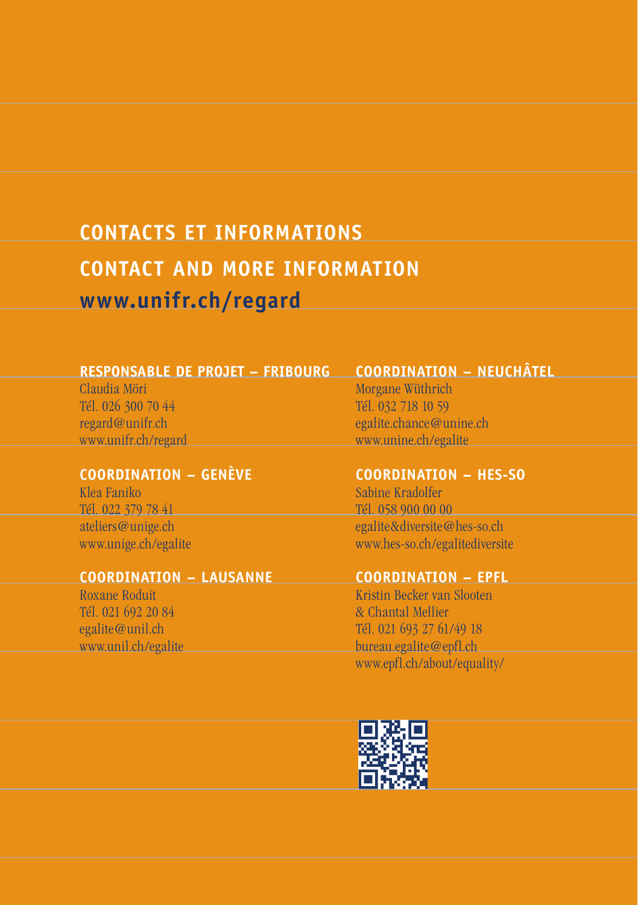## CONTACTS ET INFORMATIONS

## CONTACT AND MORE INFORMATION

## www.unifr.ch/regard

**RESPONSABLE DE PROJET – FRIBOURG**
Claudia Möri
Tél. 026 300 70 44
regard@unifr.ch
www.unifr.ch/regard

**COORDINATION – GENÈVE**
Klea Faniko
Tél. 022 379 78 41
ateliers@unige.ch
www.unige.ch/egalite

**COORDINATION – LAUSANNE**
Roxane Roduit
Tél. 021 692 20 84
egalite@unil.ch
www.unil.ch/egalite

**COORDINATION – NEUCHÂTEL**
Morgane Wüthrich
Tél. 032 718 10 59
egalite.chance@unine.ch
www.unine.ch/egalite

**COORDINATION – HES-SO**
Sabine Kradolfer
Tél. 058 900 00 00
egalite&diversite@hes-so.ch
www.hes-so.ch/egalitediversite

**COORDINATION – EPFL**
Kristin Becker van Slooten
& Chantal Mellier
Tél. 021 693 27 61/49 18
bureau.egalite@epfl.ch
www.epfl.ch/about/equality/